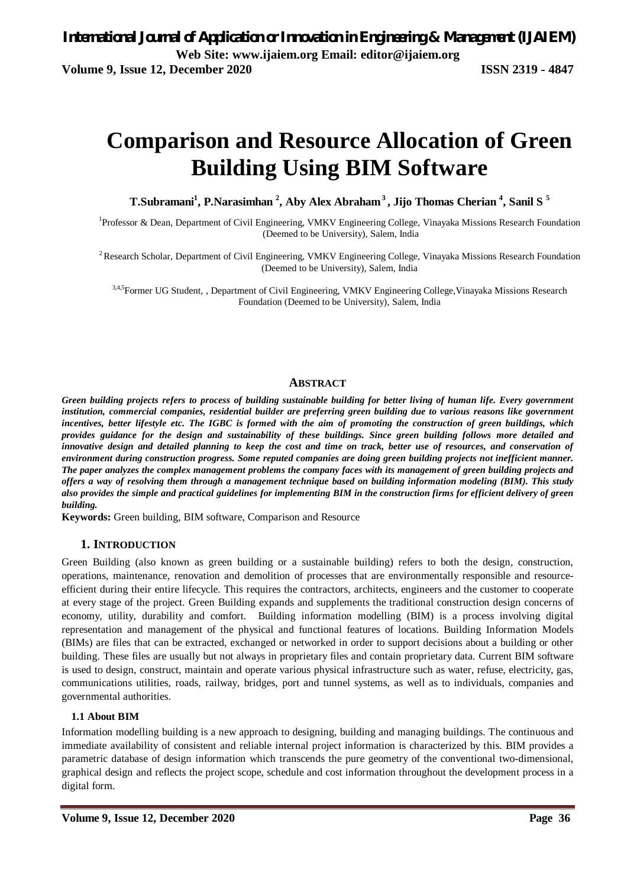# Comparison and Resource Allocation of Green Building Using BIM Software

**T.Subramani[1], P.Narasimhan [2], Aby Alex Abraham [3], Jijo Thomas Cherian [4], Sanil S [5]**

[1]Professor & Dean, Department of Civil Engineering, VMKV Engineering College, Vinayaka Missions Research Foundation (Deemed to be University), Salem, India

[2] Research Scholar, Department of Civil Engineering, VMKV Engineering College, Vinayaka Missions Research Foundation (Deemed to be University), Salem, India

[3,4,5]Former UG Student, , Department of Civil Engineering, VMKV Engineering College,Vinayaka Missions Research Foundation (Deemed to be University), Salem, India

## Abstract

***Green building projects refers to process of building sustainable building for better living of human life. Every government institution, commercial companies, residential builder are preferring green building due to various reasons like government incentives, better lifestyle etc. The IGBC is formed with the aim of promoting the construction of green buildings, which provides guidance for the design and sustainability of these buildings. Since green building follows more detailed and innovative design and detailed planning to keep the cost and time on track, better use of resources, and conservation of environment during construction progress. Some reputed companies are doing green building projects not inefficient manner. The paper analyzes the complex management problems the company faces with its management of green building projects and offers a way of resolving them through a management technique based on building information modeling (BIM). This study also provides the simple and practical guidelines for implementing BIM in the construction firms for efficient delivery of green building.***

**Keywords:** Green building, BIM software, Comparison and Resource

## 1. Introduction

Green Building (also known as green building or a sustainable building) refers to both the design, construction, operations, maintenance, renovation and demolition of processes that are environmentally responsible and resource-efficient during their entire lifecycle. This requires the contractors, architects, engineers and the customer to cooperate at every stage of the project. Green Building expands and supplements the traditional construction design concerns of economy, utility, durability and comfort. Building information modelling (BIM) is a process involving digital representation and management of the physical and functional features of locations. Building Information Models (BIMs) are files that can be extracted, exchanged or networked in order to support decisions about a building or other building. These files are usually but not always in proprietary files and contain proprietary data. Current BIM software is used to design, construct, maintain and operate various physical infrastructure such as water, refuse, electricity, gas, communications utilities, roads, railway, bridges, port and tunnel systems, as well as to individuals, companies and governmental authorities.

### 1.1 About BIM

Information modelling building is a new approach to designing, building and managing buildings. The continuous and immediate availability of consistent and reliable internal project information is characterized by this. BIM provides a parametric database of design information which transcends the pure geometry of the conventional two-dimensional, graphical design and reflects the project scope, schedule and cost information throughout the development process in a digital form.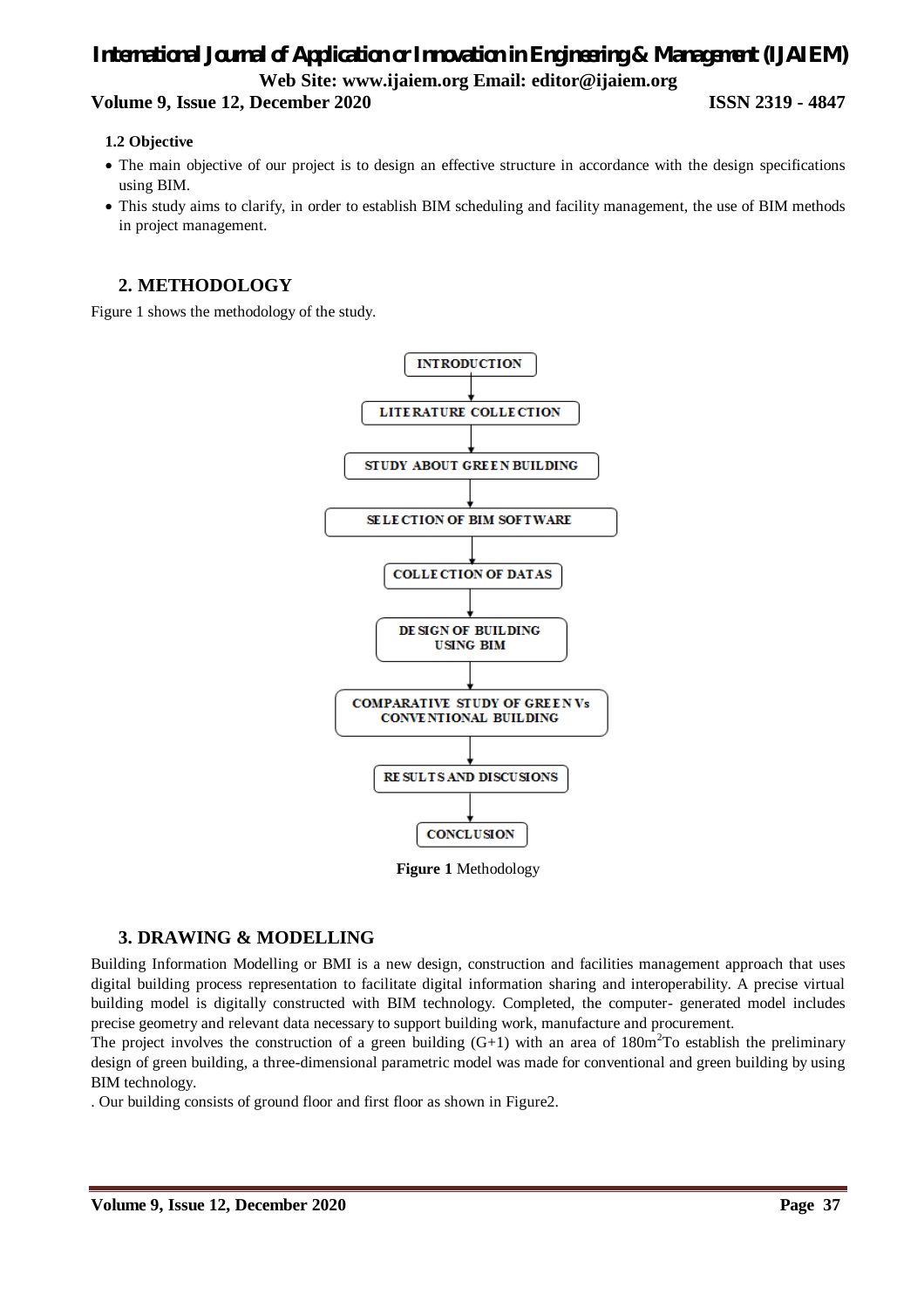### 1.2 Objective

- The main objective of our project is to design an effective structure in accordance with the design specifications using BIM.
- This study aims to clarify, in order to establish BIM scheduling and facility management, the use of BIM methods in project management.

## 2. METHODOLOGY

Figure 1 shows the methodology of the study.

INTRODUCTION → LITERATURE COLLECTION → STUDY ABOUT GREEN BUILDING → SELECTION OF BIM SOFTWARE → COLLECTION OF DATAS → DESIGN OF BUILDING USING BIM → COMPARATIVE STUDY OF GREEN Vs CONVENTIONAL BUILDING → RESULTS AND DISCUSIONS → CONCLUSION

**Figure 1** Methodology

## 3. DRAWING & MODELLING

Building Information Modelling or BMI is a new design, construction and facilities management approach that uses digital building process representation to facilitate digital information sharing and interoperability. A precise virtual building model is digitally constructed with BIM technology. Completed, the computer- generated model includes precise geometry and relevant data necessary to support building work, manufacture and procurement.

The project involves the construction of a green building (G+1) with an area of 180m$^2$To establish the preliminary design of green building, a three-dimensional parametric model was made for conventional and green building by using BIM technology.

. Our building consists of ground floor and first floor as shown in Figure2.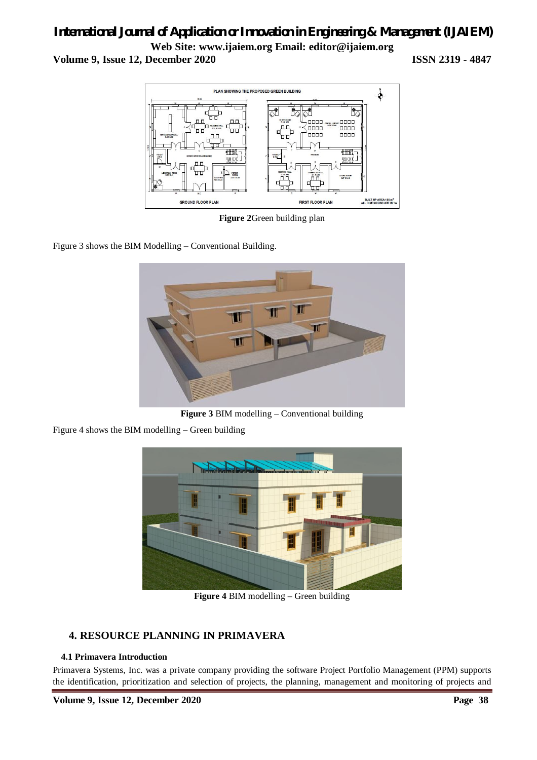**Figure 2** Green building plan

Figure 3 shows the BIM Modelling – Conventional Building.

**Figure 3** BIM modelling – Conventional building

Figure 4 shows the BIM modelling – Green building

**Figure 4** BIM modelling – Green building

## 4. RESOURCE PLANNING IN PRIMAVERA

### 4.1 Primavera Introduction

Primavera Systems, Inc. was a private company providing the software Project Portfolio Management (PPM) supports the identification, prioritization and selection of projects, the planning, management and monitoring of projects and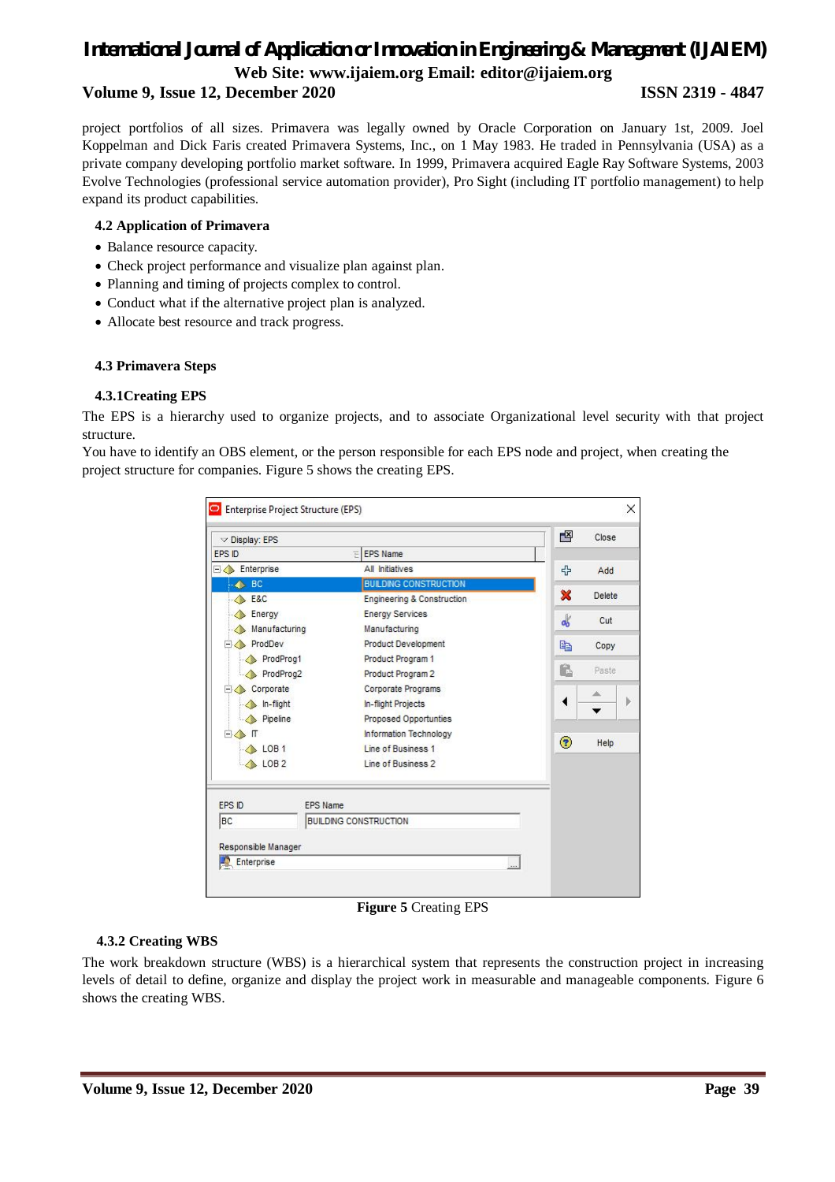project portfolios of all sizes. Primavera was legally owned by Oracle Corporation on January 1st, 2009. Joel Koppelman and Dick Faris created Primavera Systems, Inc., on 1 May 1983. He traded in Pennsylvania (USA) as a private company developing portfolio market software. In 1999, Primavera acquired Eagle Ray Software Systems, 2003 Evolve Technologies (professional service automation provider), Pro Sight (including IT portfolio management) to help expand its product capabilities.

### 4.2 Application of Primavera

- Balance resource capacity.
- Check project performance and visualize plan against plan.
- Planning and timing of projects complex to control.
- Conduct what if the alternative project plan is analyzed.
- Allocate best resource and track progress.

### 4.3 Primavera Steps

#### 4.3.1Creating EPS

The EPS is a hierarchy used to organize projects, and to associate Organizational level security with that project structure.

You have to identify an OBS element, or the person responsible for each EPS node and project, when creating the project structure for companies. Figure 5 shows the creating EPS.

**Figure 5** Creating EPS

#### 4.3.2 Creating WBS

The work breakdown structure (WBS) is a hierarchical system that represents the construction project in increasing levels of detail to define, organize and display the project work in measurable and manageable components. Figure 6 shows the creating WBS.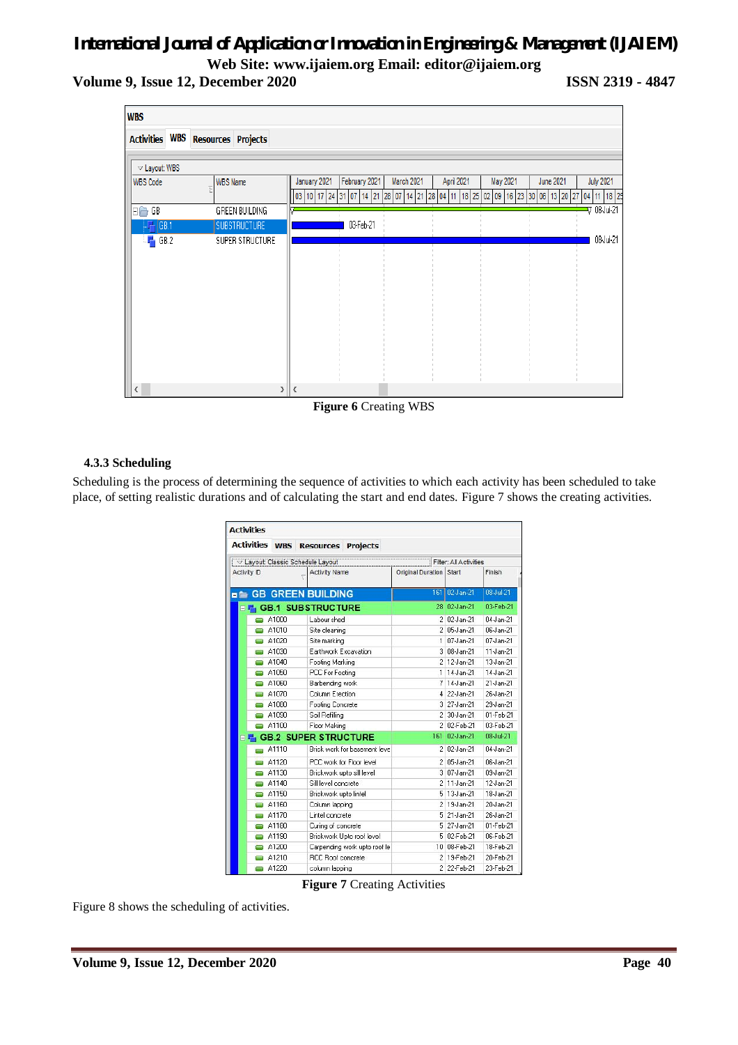**Figure 6** Creating WBS

### 4.3.3 Scheduling

Scheduling is the process of determining the sequence of activities to which each activity has been scheduled to take place, of setting realistic durations and of calculating the start and end dates. Figure 7 shows the creating activities.

| Activity ID | Activity Name | Original Duration | Start | Finish |
|---|---|---|---|---|
| GB GREEN BUILDING | | 161 | 02-Jan-21 | 08-Jul-21 |
| GB.1 SUBSTRUCTURE | | 28 | 02-Jan-21 | 03-Feb-21 |
| A1000 | Labour shed | 2 | 02-Jan-21 | 04-Jan-21 |
| A1010 | Site clearing | 2 | 05-Jan-21 | 06-Jan-21 |
| A1020 | Site marking | 1 | 07-Jan-21 | 07-Jan-21 |
| A1030 | Earthwork Excavation | 3 | 08-Jan-21 | 11-Jan-21 |
| A1040 | Footing Marking | 2 | 12-Jan-21 | 13-Jan-21 |
| A1050 | PCC For Footing | 1 | 14-Jan-21 | 14-Jan-21 |
| A1060 | Barbending work | 7 | 14-Jan-21 | 21-Jan-21 |
| A1070 | Column Erection | 4 | 22-Jan-21 | 26-Jan-21 |
| A1080 | Footing Concrete | 3 | 27-Jan-21 | 29-Jan-21 |
| A1090 | Soil Refilling | 2 | 30-Jan-21 | 01-Feb-21 |
| A1100 | Floor Making | 2 | 02-Feb-21 | 03-Feb-21 |
| GB.2 SUPER STRUCTURE | | 161 | 02-Jan-21 | 08-Jul-21 |
| A1110 | Brick work for basement leve | 2 | 02-Jan-21 | 04-Jan-21 |
| A1120 | PCC work for Floor level | 2 | 05-Jan-21 | 06-Jan-21 |
| A1130 | Brickwork upto sill level | 3 | 07-Jan-21 | 09-Jan-21 |
| A1140 | Sill level concrete | 2 | 11-Jan-21 | 12-Jan-21 |
| A1150 | Brickwork upto lintel | 5 | 13-Jan-21 | 18-Jan-21 |
| A1160 | Column lapping | 2 | 19-Jan-21 | 20-Jan-21 |
| A1170 | Lintel concrete | 5 | 21-Jan-21 | 26-Jan-21 |
| A1180 | Curing of concrete | 5 | 27-Jan-21 | 01-Feb-21 |
| A1190 | Brickwork Upto roof level | 5 | 02-Feb-21 | 06-Feb-21 |
| A1200 | Carpending work upto roof le | 10 | 08-Feb-21 | 18-Feb-21 |
| A1210 | RCC Roof concrete | 2 | 19-Feb-21 | 20-Feb-21 |
| A1220 | column lapping | 2 | 22-Feb-21 | 23-Feb-21 |

**Figure 7** Creating Activities

Figure 8 shows the scheduling of activities.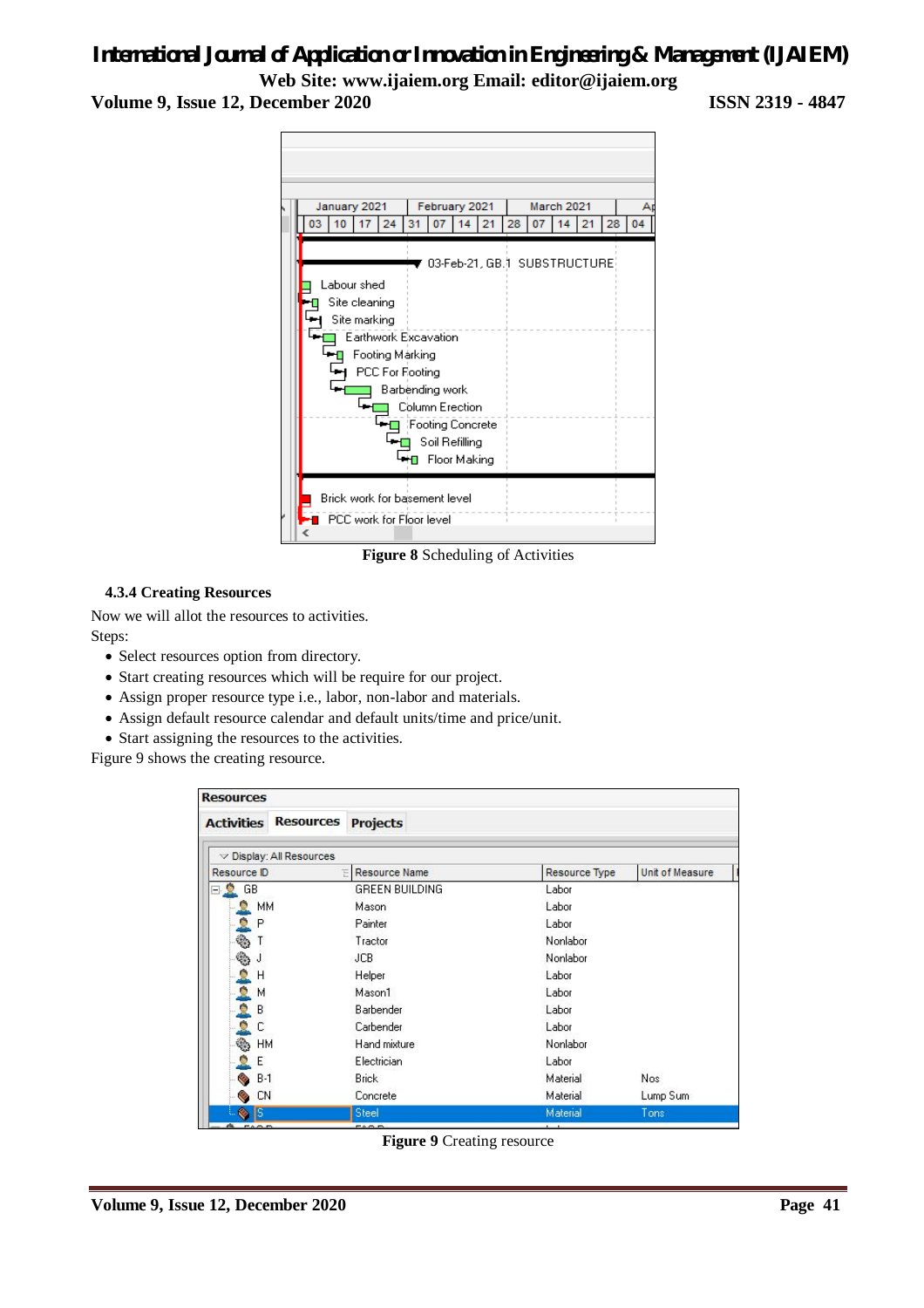Figure 8 Scheduling of Activities

### 4.3.4 Creating Resources

Now we will allot the resources to activities.

Steps:

- Select resources option from directory.
- Start creating resources which will be require for our project.
- Assign proper resource type i.e., labor, non-labor and materials.
- Assign default resource calendar and default units/time and price/unit.
- Start assigning the resources to the activities.

Figure 9 shows the creating resource.

Figure 9 Creating resource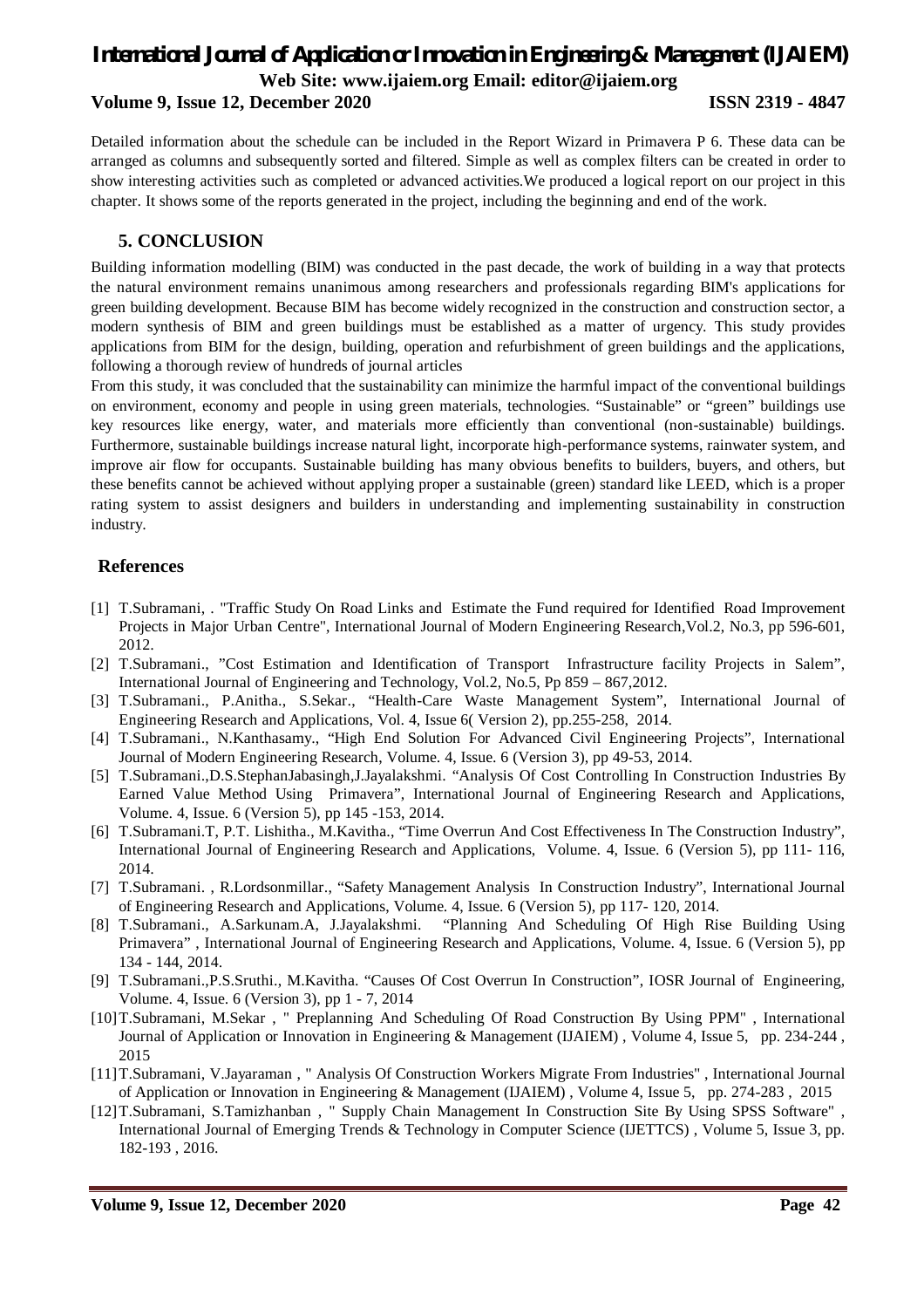Detailed information about the schedule can be included in the Report Wizard in Primavera P 6. These data can be arranged as columns and subsequently sorted and filtered. Simple as well as complex filters can be created in order to show interesting activities such as completed or advanced activities.We produced a logical report on our project in this chapter. It shows some of the reports generated in the project, including the beginning and end of the work.

## 5. CONCLUSION

Building information modelling (BIM) was conducted in the past decade, the work of building in a way that protects the natural environment remains unanimous among researchers and professionals regarding BIM's applications for green building development. Because BIM has become widely recognized in the construction and construction sector, a modern synthesis of BIM and green buildings must be established as a matter of urgency. This study provides applications from BIM for the design, building, operation and refurbishment of green buildings and the applications, following a thorough review of hundreds of journal articles

From this study, it was concluded that the sustainability can minimize the harmful impact of the conventional buildings on environment, economy and people in using green materials, technologies. "Sustainable" or "green" buildings use key resources like energy, water, and materials more efficiently than conventional (non-sustainable) buildings. Furthermore, sustainable buildings increase natural light, incorporate high-performance systems, rainwater system, and improve air flow for occupants. Sustainable building has many obvious benefits to builders, buyers, and others, but these benefits cannot be achieved without applying proper a sustainable (green) standard like LEED, which is a proper rating system to assist designers and builders in understanding and implementing sustainability in construction industry.

## References

[1] T.Subramani, . "Traffic Study On Road Links and Estimate the Fund required for Identified Road Improvement Projects in Major Urban Centre", International Journal of Modern Engineering Research,Vol.2, No.3, pp 596-601, 2012.

[2] T.Subramani., "Cost Estimation and Identification of Transport Infrastructure facility Projects in Salem", International Journal of Engineering and Technology, Vol.2, No.5, Pp 859 – 867,2012.

[3] T.Subramani., P.Anitha., S.Sekar., "Health-Care Waste Management System", International Journal of Engineering Research and Applications, Vol. 4, Issue 6( Version 2), pp.255-258, 2014.

[4] T.Subramani., N.Kanthasamy., "High End Solution For Advanced Civil Engineering Projects", International Journal of Modern Engineering Research, Volume. 4, Issue. 6 (Version 3), pp 49-53, 2014.

[5] T.Subramani.,D.S.StephanJabasingh,J.Jayalakshmi. "Analysis Of Cost Controlling In Construction Industries By Earned Value Method Using Primavera", International Journal of Engineering Research and Applications, Volume. 4, Issue. 6 (Version 5), pp 145 -153, 2014.

[6] T.Subramani.T, P.T. Lishitha., M.Kavitha., "Time Overrun And Cost Effectiveness In The Construction Industry", International Journal of Engineering Research and Applications, Volume. 4, Issue. 6 (Version 5), pp 111- 116, 2014.

[7] T.Subramani. , R.Lordsonmillar., "Safety Management Analysis In Construction Industry", International Journal of Engineering Research and Applications, Volume. 4, Issue. 6 (Version 5), pp 117- 120, 2014.

[8] T.Subramani., A.Sarkunam.A, J.Jayalakshmi. "Planning And Scheduling Of High Rise Building Using Primavera" , International Journal of Engineering Research and Applications, Volume. 4, Issue. 6 (Version 5), pp 134 - 144, 2014.

[9] T.Subramani.,P.S.Sruthi., M.Kavitha. "Causes Of Cost Overrun In Construction", IOSR Journal of Engineering, Volume. 4, Issue. 6 (Version 3), pp 1 - 7, 2014

[10] T.Subramani, M.Sekar , " Preplanning And Scheduling Of Road Construction By Using PPM" , International Journal of Application or Innovation in Engineering & Management (IJAIEM) , Volume 4, Issue 5, pp. 234-244 , 2015

[11] T.Subramani, V.Jayaraman , " Analysis Of Construction Workers Migrate From Industries" , International Journal of Application or Innovation in Engineering & Management (IJAIEM) , Volume 4, Issue 5, pp. 274-283 , 2015

[12] T.Subramani, S.Tamizhanban , " Supply Chain Management In Construction Site By Using SPSS Software" , International Journal of Emerging Trends & Technology in Computer Science (IJETTCS) , Volume 5, Issue 3, pp. 182-193 , 2016.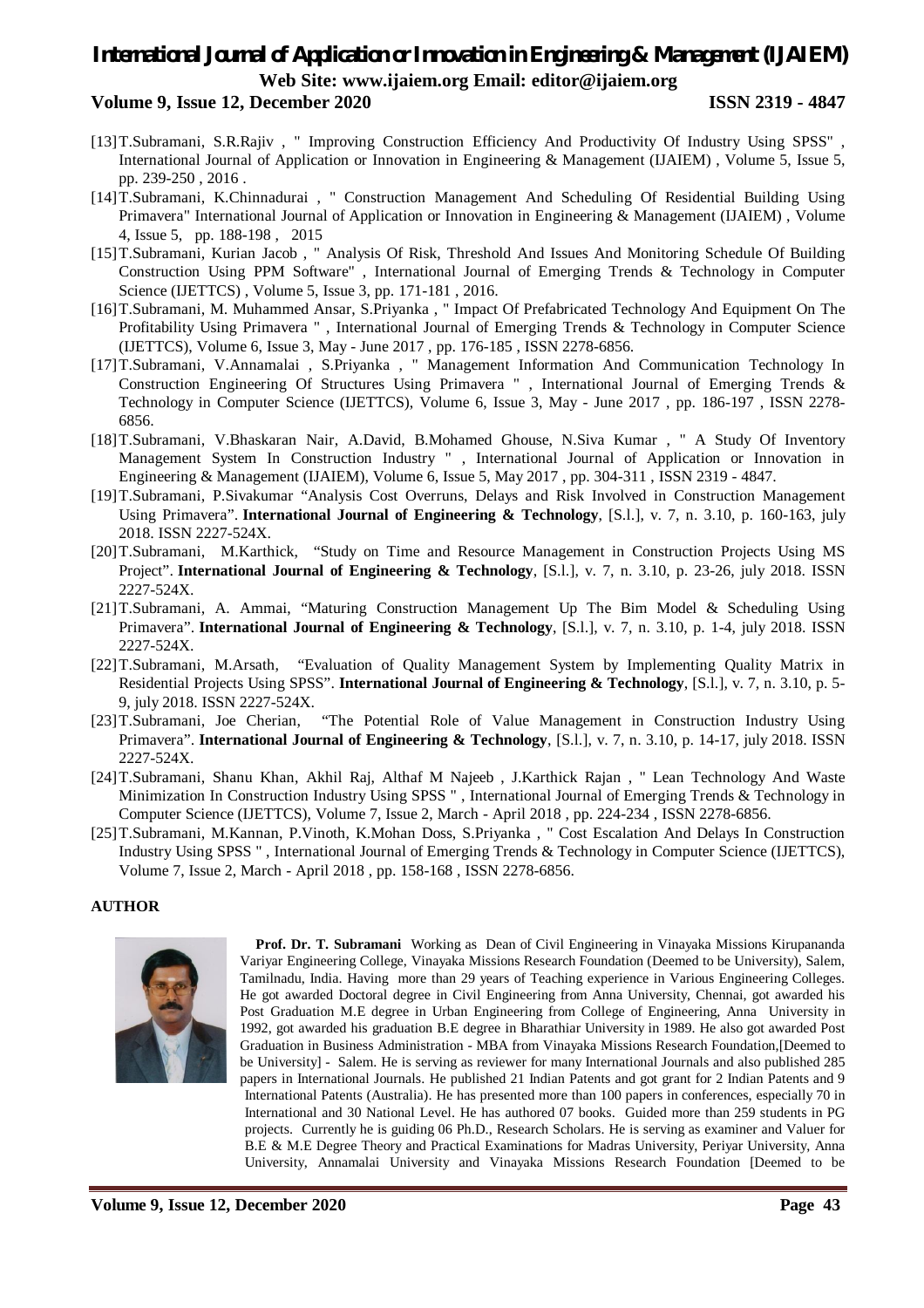[13] T.Subramani, S.R.Rajiv , " Improving Construction Efficiency And Productivity Of Industry Using SPSS" , International Journal of Application or Innovation in Engineering & Management (IJAIEM) , Volume 5, Issue 5, pp. 239-250 , 2016 .

[14] T.Subramani, K.Chinnadurai , " Construction Management And Scheduling Of Residential Building Using Primavera" International Journal of Application or Innovation in Engineering & Management (IJAIEM) , Volume 4, Issue 5, pp. 188-198 , 2015

[15] T.Subramani, Kurian Jacob , " Analysis Of Risk, Threshold And Issues And Monitoring Schedule Of Building Construction Using PPM Software" , International Journal of Emerging Trends & Technology in Computer Science (IJETTCS) , Volume 5, Issue 3, pp. 171-181 , 2016.

[16] T.Subramani, M. Muhammed Ansar, S.Priyanka , " Impact Of Prefabricated Technology And Equipment On The Profitability Using Primavera " , International Journal of Emerging Trends & Technology in Computer Science (IJETTCS), Volume 6, Issue 3, May - June 2017 , pp. 176-185 , ISSN 2278-6856.

[17] T.Subramani, V.Annamalai , S.Priyanka , " Management Information And Communication Technology In Construction Engineering Of Structures Using Primavera " , International Journal of Emerging Trends & Technology in Computer Science (IJETTCS), Volume 6, Issue 3, May - June 2017 , pp. 186-197 , ISSN 2278-6856.

[18] T.Subramani, V.Bhaskaran Nair, A.David, B.Mohamed Ghouse, N.Siva Kumar , " A Study Of Inventory Management System In Construction Industry " , International Journal of Application or Innovation in Engineering & Management (IJAIEM), Volume 6, Issue 5, May 2017 , pp. 304-311 , ISSN 2319 - 4847.

[19] T.Subramani, P.Sivakumar "Analysis Cost Overruns, Delays and Risk Involved in Construction Management Using Primavera". **International Journal of Engineering & Technology**, [S.l.], v. 7, n. 3.10, p. 160-163, july 2018. ISSN 2227-524X.

[20] T.Subramani, M.Karthick, "Study on Time and Resource Management in Construction Projects Using MS Project". **International Journal of Engineering & Technology**, [S.l.], v. 7, n. 3.10, p. 23-26, july 2018. ISSN 2227-524X.

[21] T.Subramani, A. Ammai, "Maturing Construction Management Up The Bim Model & Scheduling Using Primavera". **International Journal of Engineering & Technology**, [S.l.], v. 7, n. 3.10, p. 1-4, july 2018. ISSN 2227-524X.

[22] T.Subramani, M.Arsath, "Evaluation of Quality Management System by Implementing Quality Matrix in Residential Projects Using SPSS". **International Journal of Engineering & Technology**, [S.l.], v. 7, n. 3.10, p. 5-9, july 2018. ISSN 2227-524X.

[23] T.Subramani, Joe Cherian, "The Potential Role of Value Management in Construction Industry Using Primavera". **International Journal of Engineering & Technology**, [S.l.], v. 7, n. 3.10, p. 14-17, july 2018. ISSN 2227-524X.

[24] T.Subramani, Shanu Khan, Akhil Raj, Althaf M Najeeb , J.Karthick Rajan , " Lean Technology And Waste Minimization In Construction Industry Using SPSS " , International Journal of Emerging Trends & Technology in Computer Science (IJETTCS), Volume 7, Issue 2, March - April 2018 , pp. 224-234 , ISSN 2278-6856.

[25] T.Subramani, M.Kannan, P.Vinoth, K.Mohan Doss, S.Priyanka , " Cost Escalation And Delays In Construction Industry Using SPSS " , International Journal of Emerging Trends & Technology in Computer Science (IJETTCS), Volume 7, Issue 2, March - April 2018 , pp. 158-168 , ISSN 2278-6856.

## AUTHOR

**Prof. Dr. T. Subramani** Working as Dean of Civil Engineering in Vinayaka Missions Kirupananda Variyar Engineering College, Vinayaka Missions Research Foundation (Deemed to be University), Salem, Tamilnadu, India. Having more than 29 years of Teaching experience in Various Engineering Colleges. He got awarded Doctoral degree in Civil Engineering from Anna University, Chennai, got awarded his Post Graduation M.E degree in Urban Engineering from College of Engineering, Anna University in 1992, got awarded his graduation B.E degree in Bharathiar University in 1989. He also got awarded Post Graduation in Business Administration - MBA from Vinayaka Missions Research Foundation,[Deemed to be University] - Salem. He is serving as reviewer for many International Journals and also published 285 papers in International Journals. He published 21 Indian Patents and got grant for 2 Indian Patents and 9 International Patents (Australia). He has presented more than 100 papers in conferences, especially 70 in International and 30 National Level. He has authored 07 books. Guided more than 259 students in PG projects. Currently he is guiding 06 Ph.D., Research Scholars. He is serving as examiner and Valuer for B.E & M.E Degree Theory and Practical Examinations for Madras University, Periyar University, Anna University, Annamalai University and Vinayaka Missions Research Foundation [Deemed to be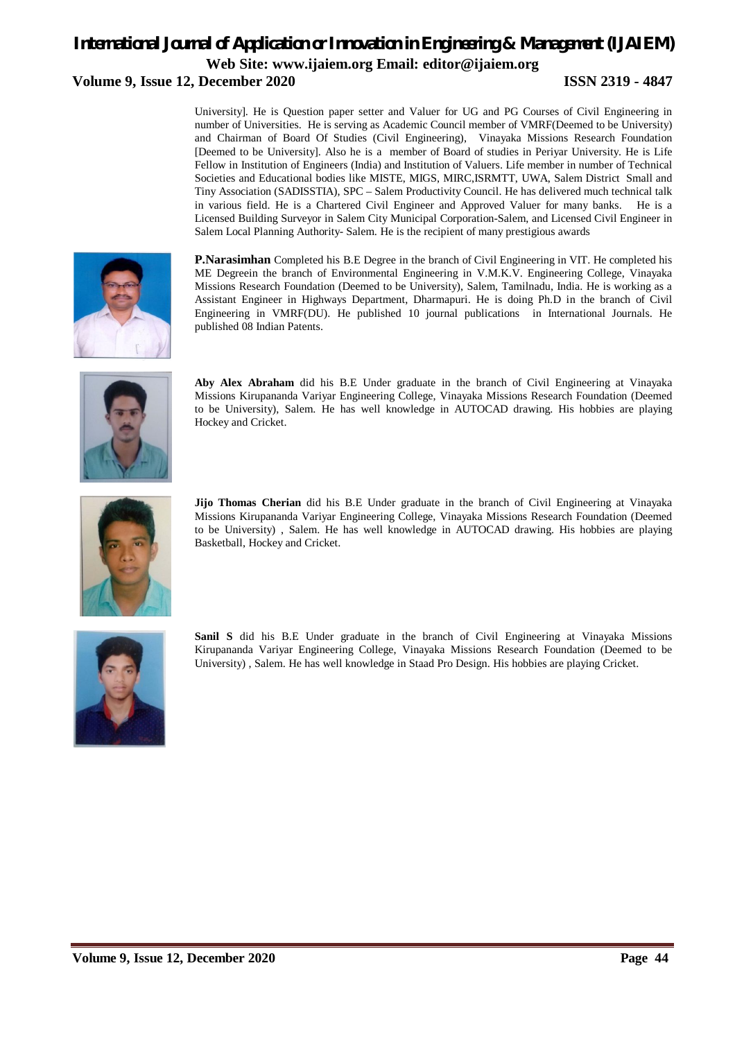University]. He is Question paper setter and Valuer for UG and PG Courses of Civil Engineering in number of Universities. He is serving as Academic Council member of VMRF(Deemed to be University) and Chairman of Board Of Studies (Civil Engineering), Vinayaka Missions Research Foundation [Deemed to be University]. Also he is a member of Board of studies in Periyar University. He is Life Fellow in Institution of Engineers (India) and Institution of Valuers. Life member in number of Technical Societies and Educational bodies like MISTE, MIGS, MIRC,ISRMTT, UWA, Salem District Small and Tiny Association (SADISSTIA), SPC – Salem Productivity Council. He has delivered much technical talk in various field. He is a Chartered Civil Engineer and Approved Valuer for many banks. He is a Licensed Building Surveyor in Salem City Municipal Corporation-Salem, and Licensed Civil Engineer in Salem Local Planning Authority- Salem. He is the recipient of many prestigious awards

**P.Narasimhan** Completed his B.E Degree in the branch of Civil Engineering in VIT. He completed his ME Degreein the branch of Environmental Engineering in V.M.K.V. Engineering College, Vinayaka Missions Research Foundation (Deemed to be University), Salem, Tamilnadu, India. He is working as a Assistant Engineer in Highways Department, Dharmapuri. He is doing Ph.D in the branch of Civil Engineering in VMRF(DU). He published 10 journal publications in International Journals. He published 08 Indian Patents.

**Aby Alex Abraham** did his B.E Under graduate in the branch of Civil Engineering at Vinayaka Missions Kirupananda Variyar Engineering College, Vinayaka Missions Research Foundation (Deemed to be University), Salem. He has well knowledge in AUTOCAD drawing. His hobbies are playing Hockey and Cricket.

**Jijo Thomas Cherian** did his B.E Under graduate in the branch of Civil Engineering at Vinayaka Missions Kirupananda Variyar Engineering College, Vinayaka Missions Research Foundation (Deemed to be University) , Salem. He has well knowledge in AUTOCAD drawing. His hobbies are playing Basketball, Hockey and Cricket.

**Sanil S** did his B.E Under graduate in the branch of Civil Engineering at Vinayaka Missions Kirupananda Variyar Engineering College, Vinayaka Missions Research Foundation (Deemed to be University) , Salem. He has well knowledge in Staad Pro Design. His hobbies are playing Cricket.